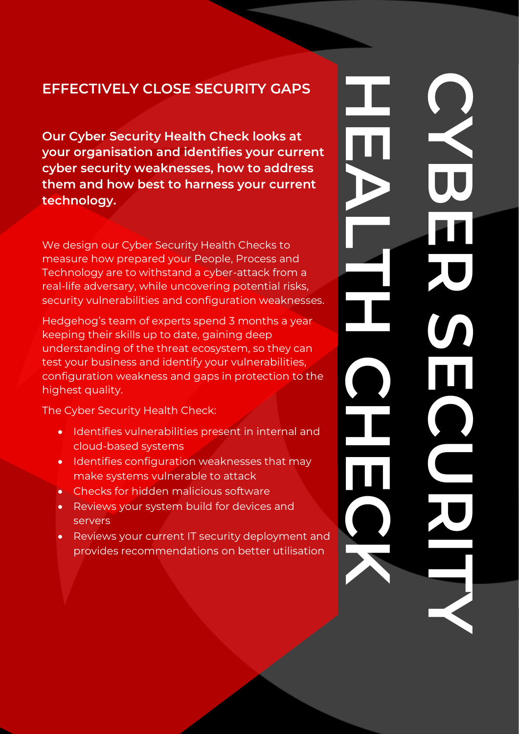# CYBER SECURITY HEALTH CHECK

## EFFECTIVELY CLOSE SECURITY GAPS

**Our Cyber Security Health Check looks at your organisation and identifies your current cyber security weaknesses, how to address them and how best to harness your current technology.**

We design our Cyber Security Health Checks to measure how prepared your People, Process and Technology are to withstand a cyber-attack from a real-life adversary, while uncovering potential risks, security vulnerabilities and configuration weaknesses.

Hedgehog's team of experts spend 3 months a year keeping their skills up to date, gaining deep understanding of the threat ecosystem, so they can test your business and identify your vulnerabilities, configuration weakness and gaps in protection to the highest quality.

The Cyber Security Health Check:

- Identifies vulnerabilities present in internal and cloud-based systems
- Identifies configuration weaknesses that may make systems vulnerable to attack
- Checks for hidden malicious software
- Reviews your system build for devices and servers
- Reviews your current IT security deployment and provides recommendations on better utilisation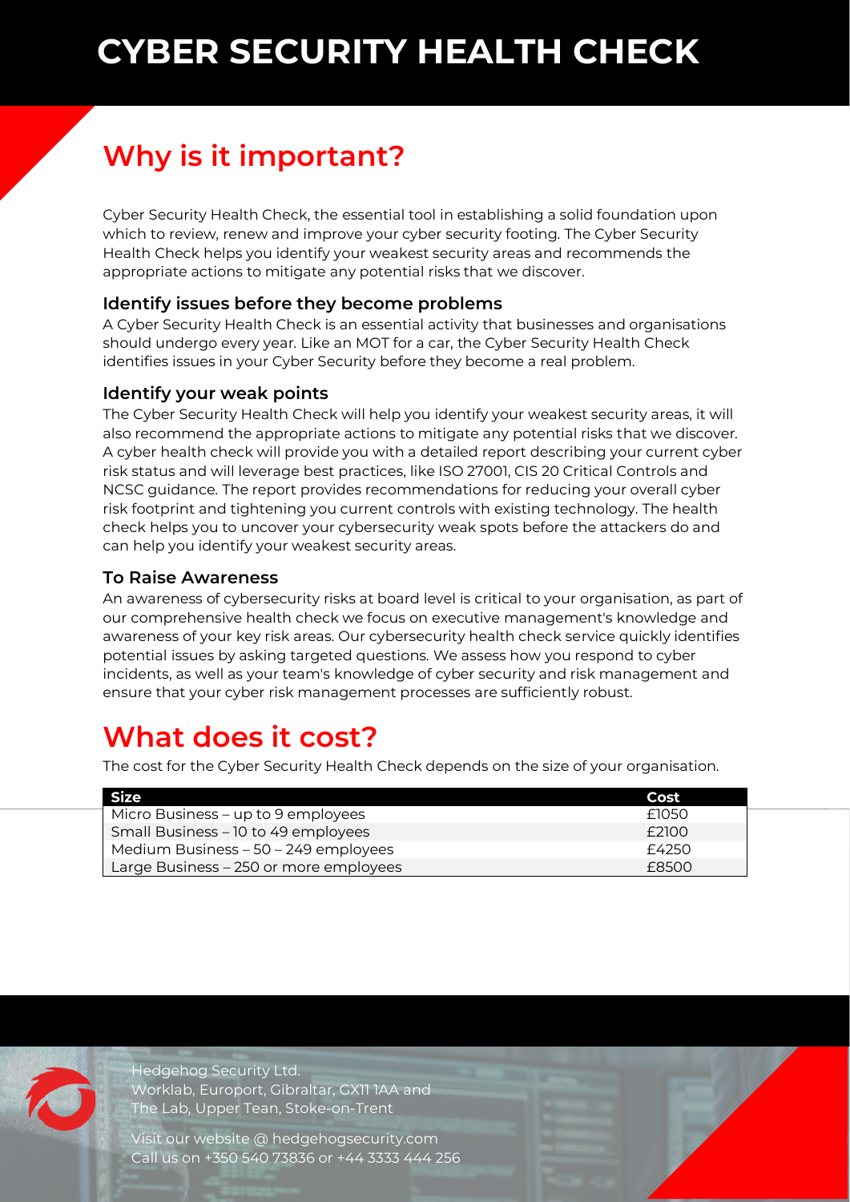# CYBER SECURITY HEALTH CHECK

## Why is it important?

Cyber Security Health Check, the essential tool in establishing a solid foundation upon which to review, renew and improve your cyber security footing. The Cyber Security Health Check helps you identify your weakest security areas and recommends the appropriate actions to mitigate any potential risks that we discover.

### Identify issues before they become problems

A Cyber Security Health Check is an essential activity that businesses and organisations should undergo every year. Like an MOT for a car, the Cyber Security Health Check identifies issues in your Cyber Security before they become a real problem.

### Identify your weak points

The Cyber Security Health Check will help you identify your weakest security areas, it will also recommend the appropriate actions to mitigate any potential risks that we discover. A cyber health check will provide you with a detailed report describing your current cyber risk status and will leverage best practices, like ISO 27001, CIS 20 Critical Controls and NCSC guidance. The report provides recommendations for reducing your overall cyber risk footprint and tightening you current controls with existing technology. The health check helps you to uncover your cybersecurity weak spots before the attackers do and can help you identify your weakest security areas.

### To Raise Awareness

An awareness of cybersecurity risks at board level is critical to your organisation, as part of our comprehensive health check we focus on executive management's knowledge and awareness of your key risk areas. Our cybersecurity health check service quickly identifies potential issues by asking targeted questions. We assess how you respond to cyber incidents, as well as your team's knowledge of cyber security and risk management and ensure that your cyber risk management processes are sufficiently robust.

## What does it cost?

The cost for the Cyber Security Health Check depends on the size of your organisation.

| Size | Cost |
|---|---|
| Micro Business – up to 9 employees | £1050 |
| Small Business – 10 to 49 employees | £2100 |
| Medium Business – 50 – 249 employees | £4250 |
| Large Business – 250 or more employees | £8500 |

Hedgehog Security Ltd.
Worklab, Europort, Gibraltar, GX11 1AA and
The Lab, Upper Tean, Stoke-on-Trent

Visit our website @ hedgehogsecurity.com
Call us on +350 540 73836 or +44 3333 444 256